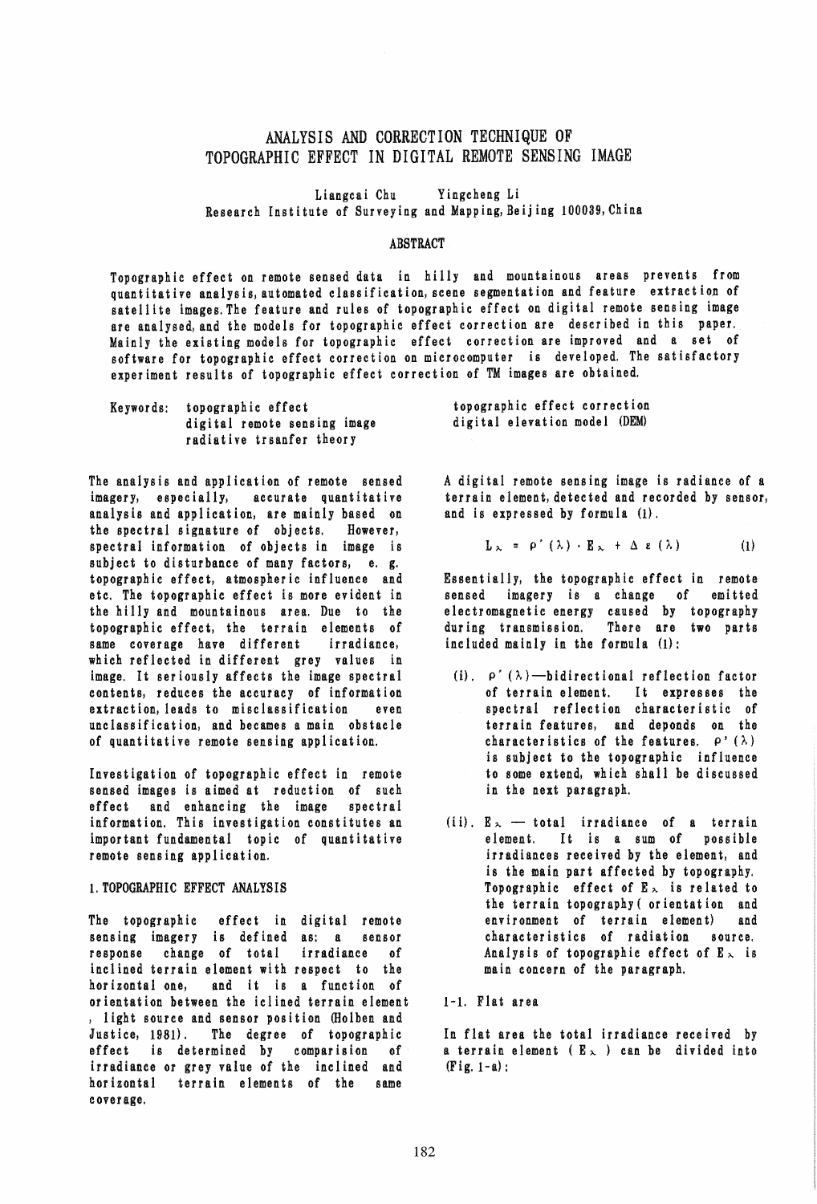# ANALYSIS AND CORRECTION TECHNIQUE OF TOPOGRAPHIC EFFECT IN DIGITAL REMOTE SENSING IMAGE

Liangcai Chu Yingcheng Li
Research Institute of Surveying and Mapping, Beijing 100039, China

## ABSTRACT

Topographic effect on remote sensed data in hilly and mountainous areas prevents from quantitative analysis, automated classification, scene segmentation and feature extraction of satellite images. The feature and rules of topographic effect on digital remote sensing image are analysed, and the models for topographic effect correction are described in this paper. Mainly the existing models for topographic effect correction are improved and a set of software for topographic effect correction on microcomputer is developed. The satisfactory experiment results of topographic effect correction of TM images are obtained.

Keywords: topographic effect, digital remote sensing image, radiative trsanfer theory, topographic effect correction, digital elevation model (DEM)

The analysis and application of remote sensed imagery, especially, accurate quantitative analysis and application, are mainly based on the spectral signature of objects. However, spectral information of objects in image is subject to disturbance of many factors, e. g. topographic effect, atmospheric influence and etc. The topographic effect is more evident in the hilly and mountainous area. Due to the topographic effect, the terrain elements of same coverage have different irradiance, which reflected in different grey values in image. It seriously affects the image spectral contents, reduces the accuracy of information extraction, leads to misclassification even unclassification, and becames a main obstacle of quantitative remote sensing application.

Investigation of topographic effect in remote sensed images is aimed at reduction of such effect and enhancing the image spectral information. This investigation constitutes an important fundamental topic of quantitative remote sensing application.

## 1. TOPOGRAPHIC EFFECT ANALYSIS

The topographic effect in digital remote sensing imagery is defined as: a sensor response change of total irradiance of inclined terrain element with respect to the horizontal one, and it is a function of orientation between the iclined terrain element, light source and sensor position (Holben and Justice, 1981). The degree of topographic effect is determined by comparision of irradiance or grey value of the inclined and horizontal terrain elements of the same coverage.

A digital remote sensing image is radiance of a terrain element, detected and recorded by sensor, and is expressed by formula (1).

$$L_{\lambda} = \rho'(\lambda) \cdot E_{\lambda} + \Delta \varepsilon(\lambda) \qquad (1)$$

Essentially, the topographic effect in remote sensed imagery is a change of emitted electromagnetic energy caused by topography during transmission. There are two parts included mainly in the formula (1):

(i). $\rho'(\lambda)$—bidirectional reflection factor of terrain element. It expresses the spectral reflection characteristic of terrain features, and depends on the characteristics of the features. $\rho'(\lambda)$ is subject to the topographic influence to some extend, which shall be discussed in the next paragraph.

(ii). $E_{\lambda}$ — total irradiance of a terrain element. It is a sum of possible irradiances received by the element, and is the main part affected by topography. Topographic effect of $E_{\lambda}$ is related to the terrain topography (orientation and environment of terrain element) and characteristics of radiation source. Analysis of topographic effect of $E_{\lambda}$ is main concern of the paragraph.

### 1-1. Flat area

In flat area the total irradiance received by a terrain element ( $E_{\lambda}$ ) can be divided into (Fig. 1-a):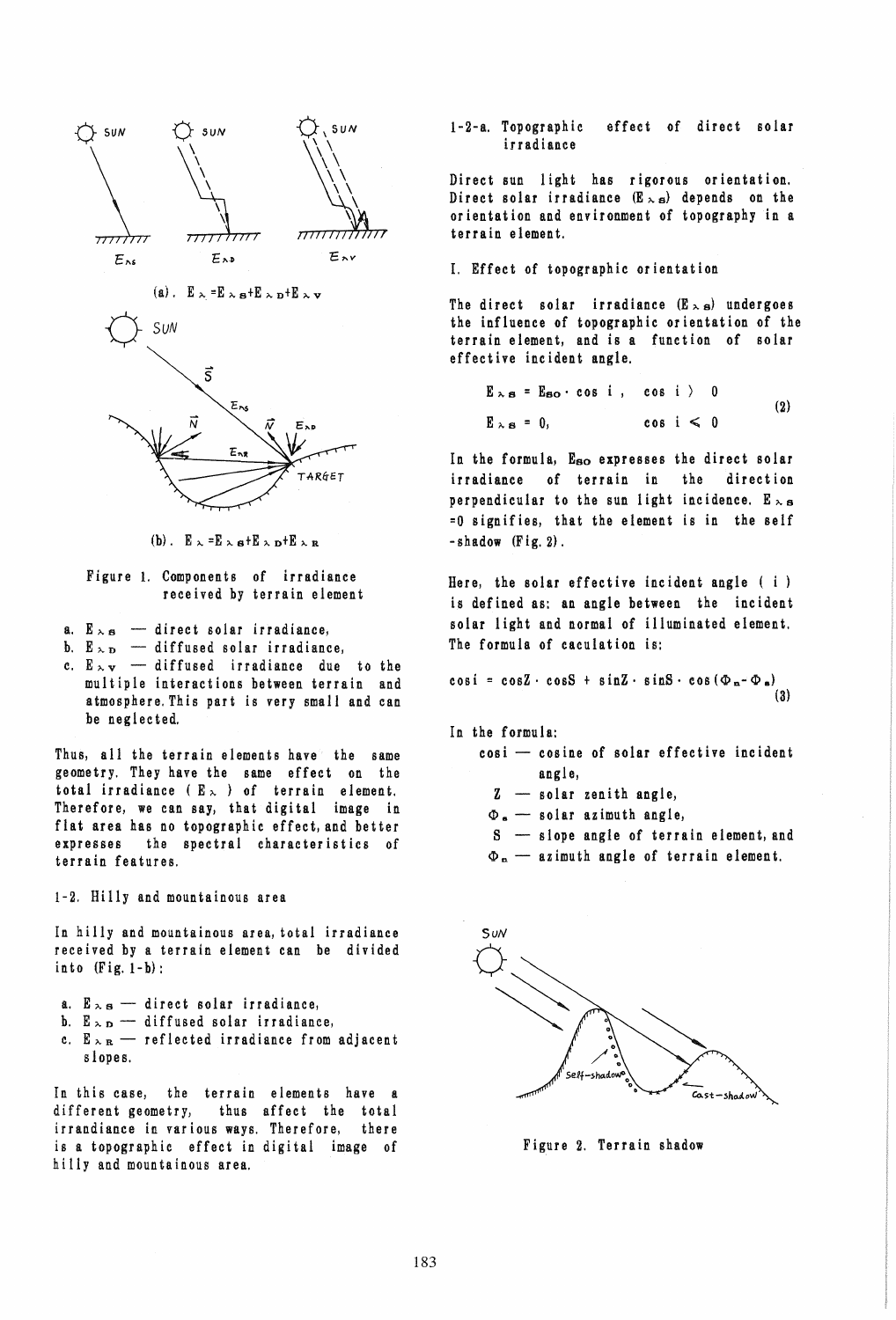$E_\lambda = E_{\lambda S} + E_{\lambda D} + E_{\lambda V}$ (a).

$E_\lambda = E_{\lambda S} + E_{\lambda D} + E_{\lambda R}$ (b).

Figure 1. Components of irradiance received by terrain element

a. $E_{\lambda S}$ — direct solar irradiance,
b. $E_{\lambda D}$ — diffused solar irradiance,
c. $E_{\lambda V}$ — diffused irradiance due to the multiple interactions between terrain and atmosphere. This part is very small and can be neglected.

Thus, all the terrain elements have the same geometry. They have the same effect on the total irradiance ( $E_\lambda$ ) of terrain element. Therefore, we can say, that digital image in flat area has no topographic effect, and better expresses the spectral characteristics of terrain features.

1-2. Hilly and mountainous area

In hilly and mountainous area, total irradiance received by a terrain element can be divided into (Fig. 1-b):

a. $E_{\lambda S}$ — direct solar irradiance,
b. $E_{\lambda D}$ — diffused solar irradiance,
c. $E_{\lambda R}$ — reflected irradiance from adjacent slopes.

In this case, the terrain elements have a different geometry, thus affect the total irrandiance in various ways. Therefore, there is a topographic effect in digital image of hilly and mountainous area.

1-2-a. Topographic effect of direct solar irradiance

Direct sun light has rigorous orientation. Direct solar irradiance ($E_{\lambda S}$) depends on the orientation and environment of topography in a terrain element.

I. Effect of topographic orientation

The direct solar irradiance ($E_{\lambda S}$) undergoes the influence of topographic orientation of the terrain element, and is a function of solar effective incident angle.

$$E_{\lambda S} = E_{SO} \cdot \cos i, \quad \cos i > 0$$
$$E_{\lambda S} = 0, \quad \cos i \leq 0 \tag{2}$$

In the formula, $E_{SO}$ expresses the direct solar irradiance of terrain in the direction perpendicular to the sun light incidence. $E_{\lambda S} = 0$ signifies, that the element is in the self-shadow (Fig. 2).

Here, the solar effective incident angle ( i ) is defined as: an angle between the incident solar light and normal of illuminated element. The formula of caculation is:

$$\cos i = \cos Z \cdot \cos S + \sin Z \cdot \sin S \cdot \cos(\Phi_n - \Phi_s) \tag{3}$$

In the formula:

- $\cos i$ — cosine of solar effective incident angle,
- $Z$ — solar zenith angle,
- $\Phi_s$ — solar azimuth angle,
- $S$ — slope angle of terrain element, and
- $\Phi_n$ — azimuth angle of terrain element.

Figure 2. Terrain shadow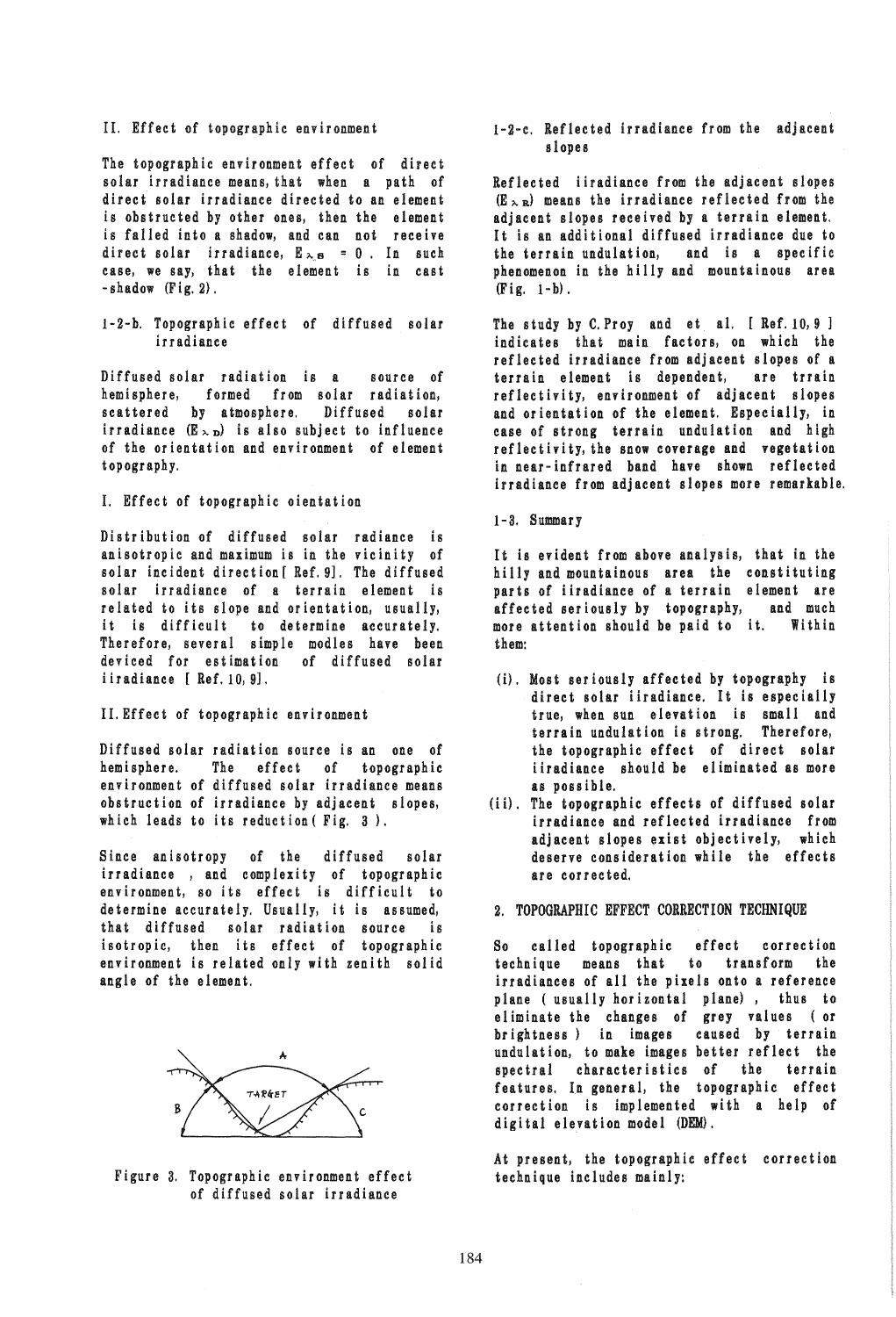II. Effect of topographic environment

The topographic environment effect of direct solar irradiance means, that when a path of direct solar irradiance directed to an element is obstructed by other ones, then the element is falled into a shadow, and can not receive direct solar irradiance, $E_{\lambda B} = 0$. In such case, we say, that the element is in cast -shadow (Fig. 2).

### 1-2-b. Topographic effect of diffused solar irradiance

Diffused solar radiation is a source of hemisphere, formed from solar radiation, scattered by atmosphere. Diffused solar irradiance ($E_{\lambda D}$) is also subject to influence of the orientation and environment of element topography.

I. Effect of topographic oientation

Distribution of diffused solar radiance is anisotropic and maximum is in the vicinity of solar incident direction[ Ref. 9]. The diffused solar irradiance of a terrain element is related to its slope and orientation, usually, it is difficult to determine accurately. Therefore, several simple modles have been deviced for estimation of diffused solar iiradiance [ Ref. 10, 9].

II. Effect of topographic environment

Diffused solar radiation source is an one of hemisphere. The effect of topographic environment of diffused solar irradiance means obstruction of irradiance by adjacent slopes, which leads to its reduction( Fig. 3 ).

Since anisotropy of the diffused solar irradiance , and complexity of topographic environment, so its effect is difficult to determine accurately. Usually, it is assumed, that diffused solar radiation source is isotropic, then its effect of topographic environment is related only with zenith solid angle of the element.

Figure 3. Topographic environment effect of diffused solar irradiance

### 1-2-c. Reflected irradiance from the adjacent slopes

Reflected iiradiance from the adjacent slopes ($E_{\lambda R}$) means the irradiance reflected from the adjacent slopes received by a terrain element. It is an additional diffused irradiance due to the terrain undulation, and is a specific phenomenon in the hilly and mountainous area (Fig. 1-b).

The study by C.Proy and et al. [ Ref.10,9 ] indicates that main factors, on which the reflected irradiance from adjacent slopes of a terrain element is dependent, are trrain reflectivity, environment of adjacent slopes and orientation of the element. Especially, in case of strong terrain undulation and high reflectivity, the snow coverage and vegetation in near-infrared band have shown reflected irradiance from adjacent slopes more remarkable.

### 1-3. Summary

It is evident from above analysis, that in the hilly and mountainous area the constituting parts of iiradiance of a terrain element are affected seriously by topography, and much more attention should be paid to it. Within them:

(i). Most seriously affected by topography is direct solar iiradiance. It is especially true, when sun elevation is small and terrain undulation is strong. Therefore, the topographic effect of direct solar iiradiance should be eliminated as more as possible.

(ii). The topographic effects of diffused solar irradiance and reflected irradiance from adjacent slopes exist objectively, which deserve consideration while the effects are corrected.

## 2. TOPOGRAPHIC EFFECT CORRECTION TECHNIQUE

So called topographic effect correction technique means that to transform the irradiances of all the pixels onto a reference plane ( usually horizontal plane) , thus to eliminate the changes of grey values ( or brightness ) in images caused by terrain undulation, to make images better reflect the spectral characteristics of the terrain features. In general, the topographic effect correction is implemented with a help of digital elevation model (DEM).

At present, the topographic effect correction technique includes mainly: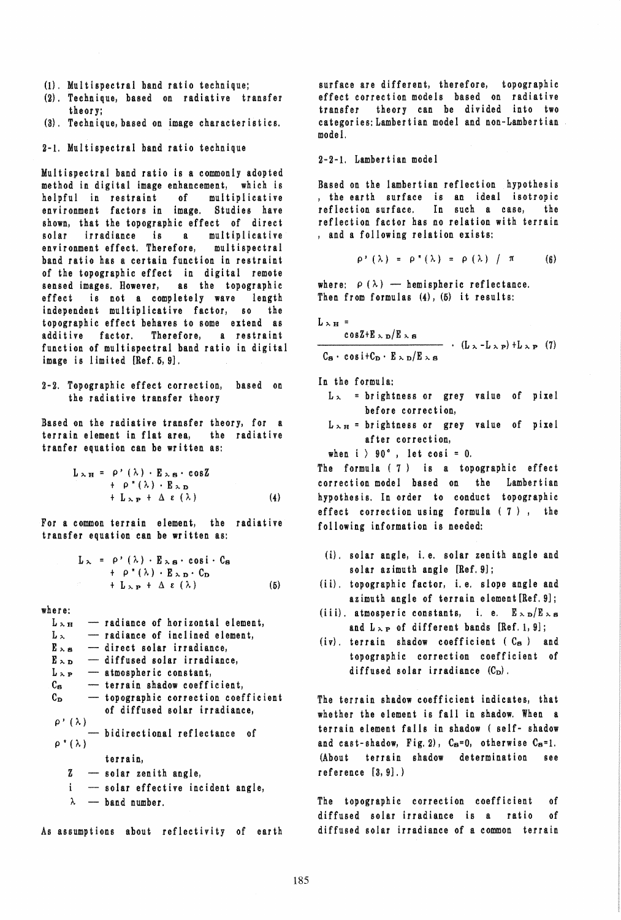(1). Multispectral band ratio technique;
(2). Technique, based on radiative transfer theory;
(3). Technique, based on image characteristics.

## 2-1. Multispectral band ratio technique

Multispectral band ratio is a commonly adopted method in digital image enhancement, which is helpful in restraint of multiplicative environment factors in image. Studies have shown, that the topographic effect of direct solar irradiance is a multiplicative environment effect. Therefore, multispectral band ratio has a certain function in restraint of the topographic effect in digital remote sensed images. However, as the topographic effect is not a completely wave length independent multiplicative factor, so the topographic effect behaves to some extend as additive factor. Therefore, a restraint function of multispectral band ratio in digital image is limited [Ref. 5, 9].

## 2-2. Topographic effect correction, based on the radiative transfer theory

Based on the radiative transfer theory, for a terrain element in flat area, the radiative tranfer equation can be written as:

$$L_{\lambda H} = \rho'(\lambda) \cdot E_{\lambda S} \cdot \cos Z + \rho''(\lambda) \cdot E_{\lambda D} + L_{\lambda P} + \Delta\varepsilon(\lambda) \quad (4)$$

For a common terrain element, the radiative transfer equation can be written as:

$$L_{\lambda} = \rho'(\lambda) \cdot E_{\lambda S} \cdot \cos i \cdot C_S + \rho''(\lambda) \cdot E_{\lambda D} \cdot C_D + L_{\lambda P} + \Delta\varepsilon(\lambda) \quad (5)$$

where:

- $L_{\lambda H}$ — radiance of horizontal element,
- $L_{\lambda}$ — radiance of inclined element,
- $E_{\lambda S}$ — direct solar irradiance,
- $E_{\lambda D}$ — diffused solar irradiance,
- $L_{\lambda P}$ — atmospheric constant,
- $C_S$ — terrain shadow coefficient,
- $C_D$ — topographic correction coefficient of diffused solar irradiance,
- $\rho'(\lambda)$, $\rho''(\lambda)$ — bidirectional reflectance of terrain,
- $Z$ — solar zenith angle,
- $i$ — solar effective incident angle,
- $\lambda$ — band number.

As assumptions about reflectivity of earth surface are different, therefore, topographic effect correction models based on radiative transfer theory can be divided into two categories: Lambertian model and non-Lambertian model.

### 2-2-1. Lambertian model

Based on the lambertian reflection hypothesis, the earth surface is an ideal isotropic reflection surface. In such a case, the reflection factor has no relation with terrain, and a following relation exists:

$$\rho'(\lambda) = \rho''(\lambda) = \rho(\lambda) / \pi \quad (6)$$

where: $\rho(\lambda)$ — hemispheric reflectance.
Then from formulas (4), (5) it results:

$$L_{\lambda H} = \frac{\cos Z + E_{\lambda D}/E_{\lambda S}}{C_S \cdot \cos i + C_D \cdot E_{\lambda D}/E_{\lambda S}} \cdot (L_{\lambda} - L_{\lambda P}) + L_{\lambda P} \quad (7)$$

In the formula:

- $L_{\lambda}$ = brightness or grey value of pixel before correction,
- $L_{\lambda H}$ = brightness or grey value of pixel after correction,

when $i > 90°$, let $\cos i = 0$.

The formula (7) is a topographic effect correction model based on the Lambertian hypothesis. In order to conduct topographic effect correction using formula (7), the following information is needed:

(i). solar angle, i.e. solar zenith angle and solar azimuth angle [Ref. 9];
(ii). topographic factor, i.e. slope angle and azimuth angle of terrain element [Ref. 9];
(iii). atmosperic constants, i. e. $E_{\lambda D}/E_{\lambda S}$ and $L_{\lambda P}$ of different bands [Ref. 1, 9];
(iv). terrain shadow coefficient ($C_S$) and topographic correction coefficient of diffused solar irradiance ($C_D$).

The terrain shadow coefficient indicates, that whether the element is fall in shadow. When a terrain element falls in shadow (self- shadow and cast-shadow, Fig. 2), $C_S=0$, otherwise $C_S=1$. (About terrain shadow determination see reference [3, 9].)

The topographic correction coefficient of diffused solar irradiance is a ratio of diffused solar irradiance of a common terrain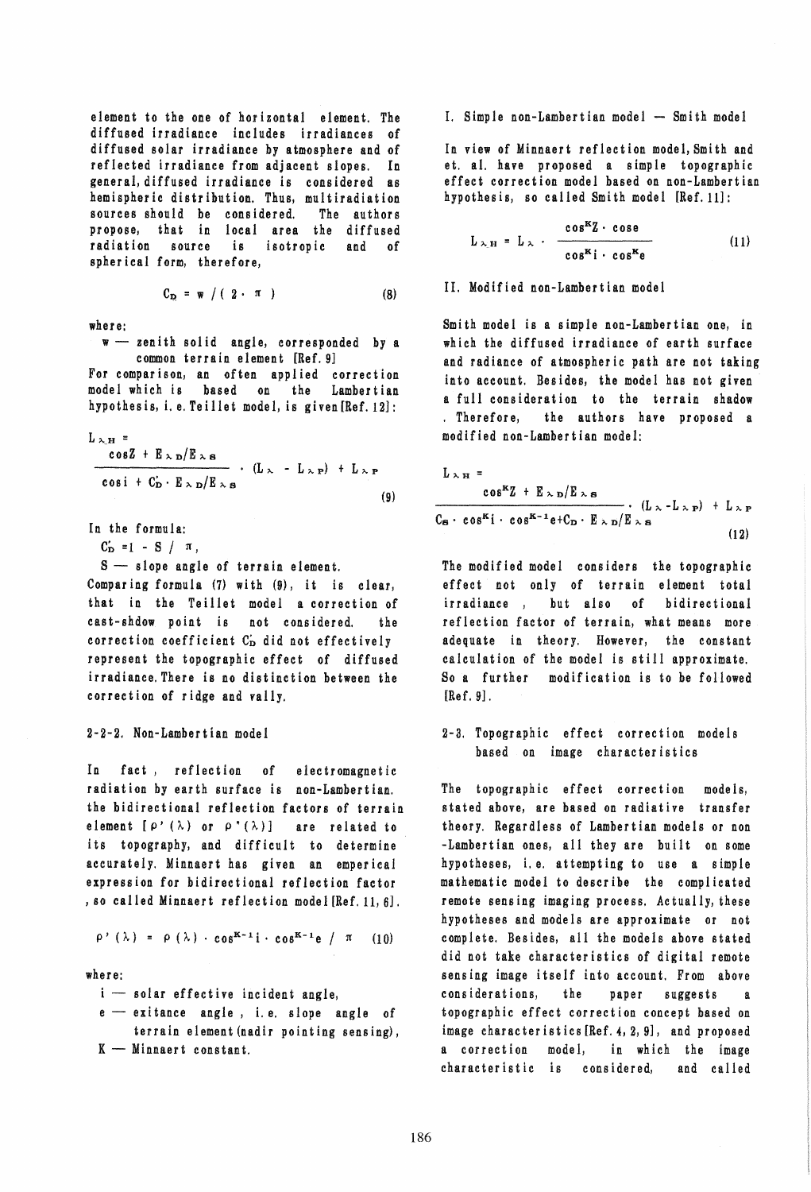element to the one of horizontal element. The diffused irradiance includes irradiances of diffused solar irradiance by atmosphere and of reflected irradiance from adjacent slopes. In general, diffused irradiance is considered as hemispheric distribution. Thus, multiradiation sources should be considered. The authors propose, that in local area the diffused radiation source is isotropic and of spherical form, therefore,

$$C_D = w / (2 \cdot \pi) \tag{8}$$

where:

w — zenith solid angle, corresponded by a common terrain element [Ref. 9]

For comparison, an often applied correction model which is based on the Lambertian hypothesis, i.e. Teillet model, is given [Ref. 12]:

$$L_{\lambda H} = \frac{\cos Z + E_{\lambda D}/E_{\lambda S}}{\cos i + C'_D \cdot E_{\lambda D}/E_{\lambda S}} \cdot (L_\lambda - L_{\lambda P}) + L_{\lambda P} \tag{9}$$

In the formula:

$C'_D = 1 - S / \pi$,

S — slope angle of terrain element.

Comparing formula (7) with (9), it is clear, that in the Teillet model a correction of cast-shdow point is not considered. the correction coefficient $C'_D$ did not effectively represent the topographic effect of diffused irradiance. There is no distinction between the correction of ridge and vally.

### 2-2-2. Non-Lambertian model

In fact, reflection of electromagnetic radiation by earth surface is non-Lambertian. the bidirectional reflection factors of terrain element [$\rho'(\lambda)$ or $\rho''(\lambda)$] are related to its topography, and difficult to determine accurately. Minnaert has given an emperical expression for bidirectional reflection factor, so called Minnaert reflection model [Ref. 11, 6].

$$\rho'(\lambda) = \rho(\lambda) \cdot \cos^{K-1} i \cdot \cos^{K-1} e / \pi \tag{10}$$

where:

i — solar effective incident angle,

e — exitance angle, i.e. slope angle of terrain element (nadir pointing sensing),

K — Minnaert constant.

I. Simple non-Lambertian model — Smith model

In view of Minnaert reflection model, Smith and et. al. have proposed a simple topographic effect correction model based on non-Lambertian hypothesis, so called Smith model [Ref. 11]:

$$L_{\lambda H} = L_\lambda \cdot \frac{\cos^K Z \cdot \cos e}{\cos^K i \cdot \cos^K e} \tag{11}$$

II. Modified non-Lambertian model

Smith model is a simple non-Lambertian one, in which the diffused irradiance of earth surface and radiance of atmospheric path are not taking into account. Besides, the model has not given a full consideration to the terrain shadow. Therefore, the authors have proposed a modified non-Lambertian model:

$$L_{\lambda H} = \frac{\cos^K Z + E_{\lambda D}/E_{\lambda S}}{C_S \cdot \cos^K i \cdot \cos^{K-1} e + C_D \cdot E_{\lambda D}/E_{\lambda S}} \cdot (L_\lambda - L_{\lambda P}) + L_{\lambda P} \tag{12}$$

The modified model considers the topographic effect not only of terrain element total irradiance, but also of bidirectional reflection factor of terrain, what means more adequate in theory. However, the constant calculation of the model is still approximate. So a further modification is to be followed [Ref. 9].

### 2-3. Topographic effect correction models based on image characteristics

The topographic effect correction models, stated above, are based on radiative transfer theory. Regardless of Lambertian models or non-Lambertian ones, all they are built on some hypotheses, i.e. attempting to use a simple mathematic model to describe the complicated remote sensing imaging process. Actually, these hypotheses and models are approximate or not complete. Besides, all the models above stated did not take characteristics of digital remote sensing image itself into account. From above considerations, the paper suggests a topographic effect correction concept based on image characteristics [Ref. 4, 2, 9], and proposed a correction model, in which the image characteristic is considered, and called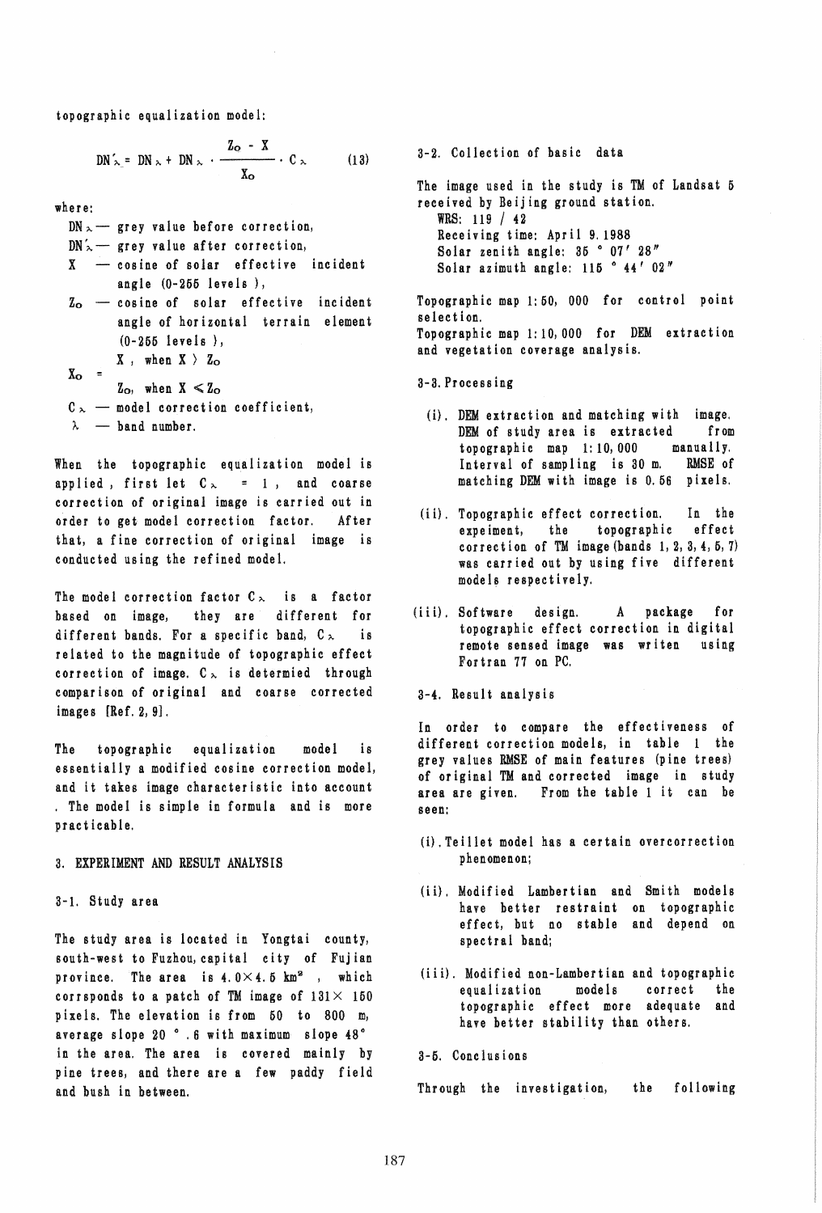topographic equalization model:

$$DN'_{\lambda} = DN_{\lambda} + DN_{\lambda} \cdot \frac{Z_O - X}{X_O} \cdot C_{\lambda} \qquad (13)$$

where:

- $DN_{\lambda}$ — grey value before correction,
- $DN'_{\lambda}$ — grey value after correction,
- $X$ — cosine of solar effective incident angle (0-255 levels ),
- $Z_O$ — cosine of solar effective incident angle of horizontal terrain element (0-255 levels ),
- $X_O = \begin{cases} X, & \text{when } X > Z_O \\ Z_O, & \text{when } X \leq Z_O \end{cases}$
- $C_{\lambda}$ — model correction coefficient,
- $\lambda$ — band number.

When the topographic equalization model is applied , first let $C_{\lambda} = 1$ , and coarse correction of original image is carried out in order to get model correction factor. After that, a fine correction of original image is conducted using the refined model.

The model correction factor $C_{\lambda}$ is a factor based on image, they are different for different bands. For a specific band, $C_{\lambda}$ is related to the magnitude of topographic effect correction of image. $C_{\lambda}$ is determied through comparison of original and coarse corrected images [Ref. 2, 9].

The topographic equalization model is essentially a modified cosine correction model, and it takes image characteristic into account . The model is simple in formula and is more practicable.

## 3. EXPERIMENT AND RESULT ANALYSIS

### 3-1. Study area

The study area is located in Yongtai county, south-west to Fuzhou, capital city of Fujian province. The area is $4.0 \times 4.5$ km$^2$ , which corrsponds to a patch of TM image of $131 \times 150$ pixels. The elevation is from 50 to 800 m, average slope 20 °.6 with maximum slope 48° in the area. The area is covered mainly by pine trees, and there are a few paddy field and bush in between.

### 3-2. Collection of basic data

The image used in the study is TM of Landsat 5 received by Beijing ground station.

WRS: 119 / 42
Receiving time: April 9, 1988
Solar zenith angle: 35 ° 07′ 28″
Solar azimuth angle: 115 ° 44′ 02″

Topographic map 1:50, 000 for control point selection.
Topographic map 1:10, 000 for DEM extraction and vegetation coverage analysis.

### 3-3. Processing

(i). DEM extraction and matching with image. DEM of study area is extracted from topographic map 1:10, 000 manually. Interval of sampling is 30 m. RMSE of matching DEM with image is 0.56 pixels.

(ii). Topographic effect correction. In the expeiment, the topographic effect correction of TM image (bands 1, 2, 3, 4, 5, 7) was carried out by using five different models respectively.

(iii). Software design. A package for topographic effect correction in digital remote sensed image was writen using Fortran 77 on PC.

### 3-4. Result analysis

In order to compare the effectiveness of different correction models, in table 1 the grey values RMSE of main features (pine trees) of original TM and corrected image in study area are given. From the table 1 it can be seen:

(i). Teillet model has a certain overcorrection phenomenon;

(ii). Modified Lambertian and Smith models have better restraint on topographic effect, but no stable and depend on spectral band;

(iii). Modified non-Lambertian and topographic equalization models correct the topographic effect more adequate and have better stability than others.

### 3-5. Conclusions

Through the investigation, the following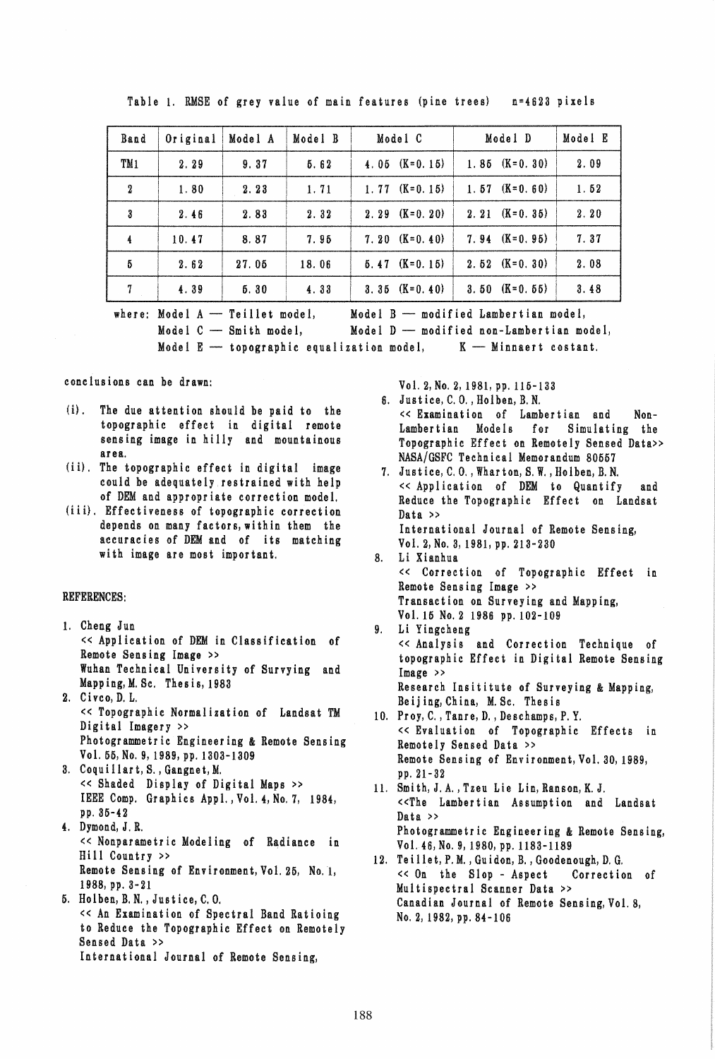Table 1. RMSE of grey value of main features (pine trees) n=4623 pixels

| Band | Original | Model A | Model B | Model C | Model D | Model E |
|---|---|---|---|---|---|---|
| TM1 | 2.29 | 9.37 | 5.62 | 4.05 (K=0.15) | 1.85 (K=0.30) | 2.09 |
| 2 | 1.80 | 2.23 | 1.71 | 1.77 (K=0.15) | 1.57 (K=0.60) | 1.52 |
| 3 | 2.46 | 2.83 | 2.32 | 2.29 (K=0.20) | 2.21 (K=0.35) | 2.20 |
| 4 | 10.47 | 8.87 | 7.95 | 7.20 (K=0.40) | 7.94 (K=0.95) | 7.37 |
| 5 | 2.62 | 27.06 | 18.06 | 5.47 (K=0.15) | 2.52 (K=0.30) | 2.08 |
| 7 | 4.39 | 5.30 | 4.33 | 3.35 (K=0.40) | 3.50 (K=0.55) | 3.48 |

where: Model A — Teillet model, Model B — modified Lambertian model, Model C — Smith model, Model D — modified non-Lambertian model, Model E — topographic equalization model, K — Minnaert costant.

conclusions can be drawn:

(i). The due attention should be paid to the topographic effect in digital remote sensing image in hilly and mountainous area.

(ii). The topographic effect in digital image could be adequately restrained with help of DEM and appropriate correction model.

(iii). Effectiveness of topographic correction depends on many factors, within them the accuracies of DEM and of its matching with image are most important.

## REFERENCES:

1. Cheng Jun
   << Application of DEM in Classification of Remote Sensing Image >>
   Wuhan Technical University of Survying and Mapping, M.Sc. Thesis, 1983
2. Civco, D.L.
   << Topographic Normalization of Landsat TM Digital Imagery >>
   Photogrammetric Engineering & Remote Sensing Vol.55, No.9, 1989, pp.1303-1309
3. Coquillart, S., Gangnet, M.
   << Shaded Display of Digital Maps >>
   IEEE Comp. Graphics Appl., Vol.4, No.7, 1984, pp.35-42
4. Dymond, J.R.
   << Nonparametric Modeling of Radiance in Hill Country >>
   Remote Sensing of Environment, Vol.25, No.1, 1988, pp.3-21
5. Holben, B.N., Justice, C.O.
   << An Examination of Spectral Band Ratioing to Reduce the Topographic Effect on Remotely Sensed Data >>
   International Journal of Remote Sensing, Vol.2, No.2, 1981, pp.115-133
6. Justice, C.O., Holben, B.N.
   << Examination of Lambertian and Non-Lambertian Models for Simulating the Topographic Effect on Remotely Sensed Data>>
   NASA/GSFC Technical Memorandum 80557
7. Justice, C.O., Wharton, S.W., Holben, B.N.
   << Application of DEM to Quantify and Reduce the Topographic Effect on Landsat Data >>
   International Journal of Remote Sensing, Vol.2, No.3, 1981, pp.213-230
8. Li Xianhua
   << Correction of Topographic Effect in Remote Sensing Image >>
   Transaction on Surveying and Mapping, Vol.15 No.2 1986 pp.102-109
9. Li Yingcheng
   << Analysis and Correction Technique of topographic Effect in Digital Remote Sensing Image >>
   Research Insititute of Surveying & Mapping, Beijing, China, M.Sc. Thesis
10. Proy, C., Tanre, D., Deschamps, P.Y.
    << Evaluation of Topographic Effects in Remotely Sensed Data >>
    Remote Sensing of Environment, Vol.30, 1989, pp.21-32
11. Smith, J.A., Tzeu Lie Lin, Ranson, K.J.
    <<The Lambertian Assumption and Landsat Data >>
    Photogrammetric Engineering & Remote Sensing, Vol.46, No.9, 1980, pp.1183-1189
12. Teillet, P.M., Guidon, B., Goodenough, D.G.
    << On the Slop - Aspect Correction of Multispectral Scanner Data >>
    Canadian Journal of Remote Sensing, Vol.8, No.2, 1982, pp.84-106